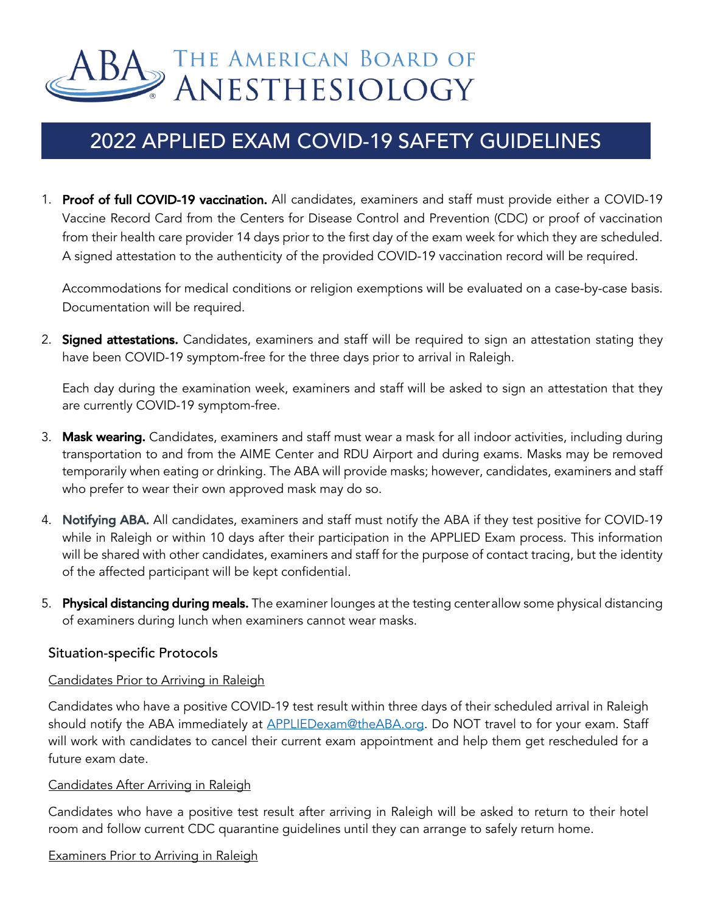# The American Board of Anesthesiology

## 2022 APPLIED EXAM COVID-19 SAFETY GUIDELINES

1. **Proof of full COVID-19 vaccination.** All candidates, examiners and staff must provide either a COVID-19 Vaccine Record Card from the Centers for Disease Control and Prevention (CDC) or proof of vaccination from their health care provider 14 days prior to the first day of the exam week for which they are scheduled. A signed attestation to the authenticity of the provided COVID-19 vaccination record will be required.

   Accommodations for medical conditions or religion exemptions will be evaluated on a case-by-case basis. Documentation will be required.

2. **Signed attestations.** Candidates, examiners and staff will be required to sign an attestation stating they have been COVID-19 symptom-free for the three days prior to arrival in Raleigh.

   Each day during the examination week, examiners and staff will be asked to sign an attestation that they are currently COVID-19 symptom-free.

3. **Mask wearing.** Candidates, examiners and staff must wear a mask for all indoor activities, including during transportation to and from the AIME Center and RDU Airport and during exams. Masks may be removed temporarily when eating or drinking. The ABA will provide masks; however, candidates, examiners and staff who prefer to wear their own approved mask may do so.

4. **Notifying ABA.** All candidates, examiners and staff must notify the ABA if they test positive for COVID-19 while in Raleigh or within 10 days after their participation in the APPLIED Exam process. This information will be shared with other candidates, examiners and staff for the purpose of contact tracing, but the identity of the affected participant will be kept confidential.

5. **Physical distancing during meals.** The examiner lounges at the testing center allow some physical distancing of examiners during lunch when examiners cannot wear masks.

### Situation-specific Protocols

Candidates Prior to Arriving in Raleigh

Candidates who have a positive COVID-19 test result within three days of their scheduled arrival in Raleigh should notify the ABA immediately at APPLIEDexam@theABA.org. Do NOT travel to for your exam. Staff will work with candidates to cancel their current exam appointment and help them get rescheduled for a future exam date.

Candidates After Arriving in Raleigh

Candidates who have a positive test result after arriving in Raleigh will be asked to return to their hotel room and follow current CDC quarantine guidelines until they can arrange to safely return home.

Examiners Prior to Arriving in Raleigh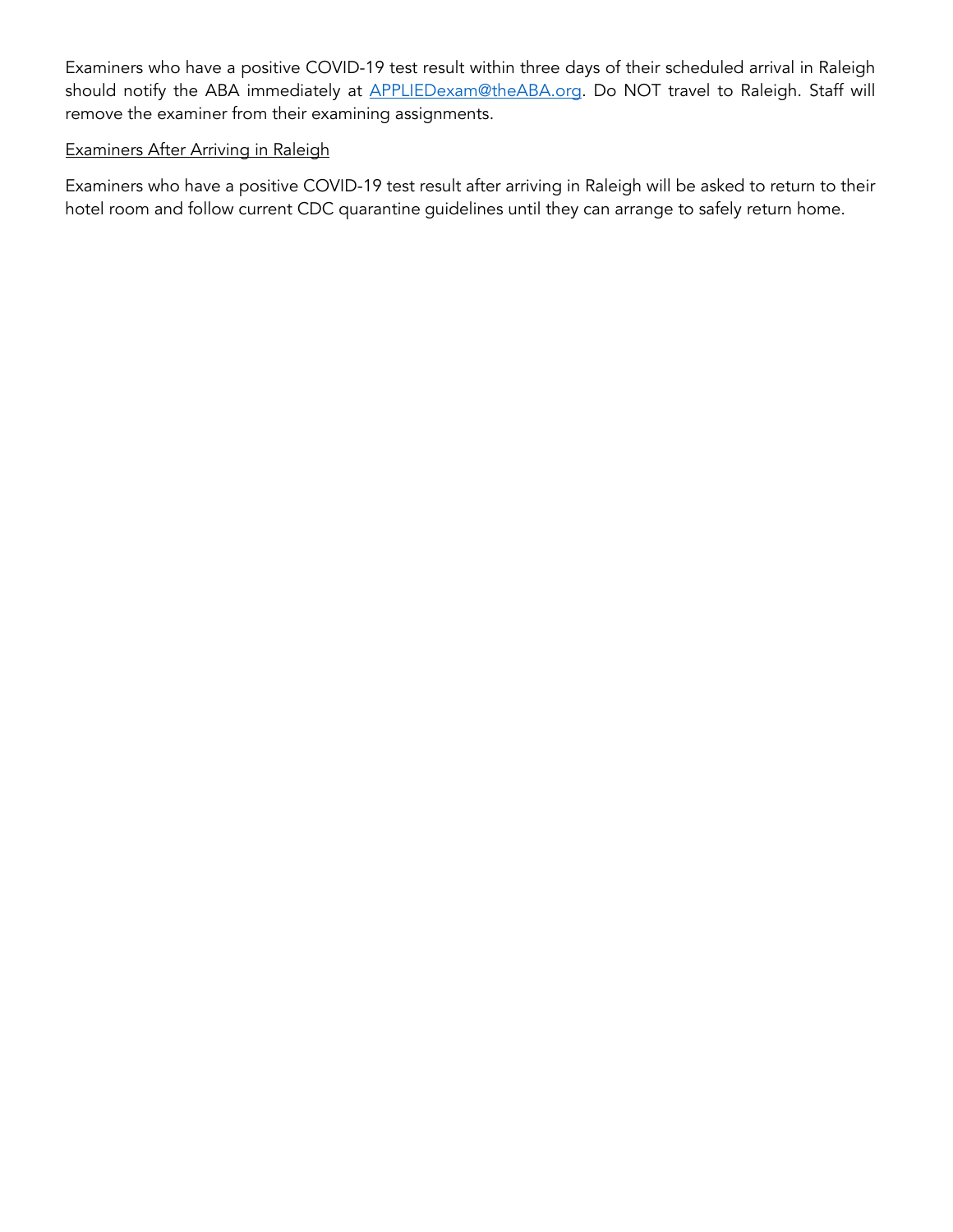Examiners who have a positive COVID-19 test result within three days of their scheduled arrival in Raleigh should notify the ABA immediately at [APPLIEDexam@theABA.org](mailto:APPLIEDexam@theABA.org). Do NOT travel to Raleigh. Staff will remove the examiner from their examining assignments.

Examiners After Arriving in Raleigh

Examiners who have a positive COVID-19 test result after arriving in Raleigh will be asked to return to their hotel room and follow current CDC quarantine guidelines until they can arrange to safely return home.